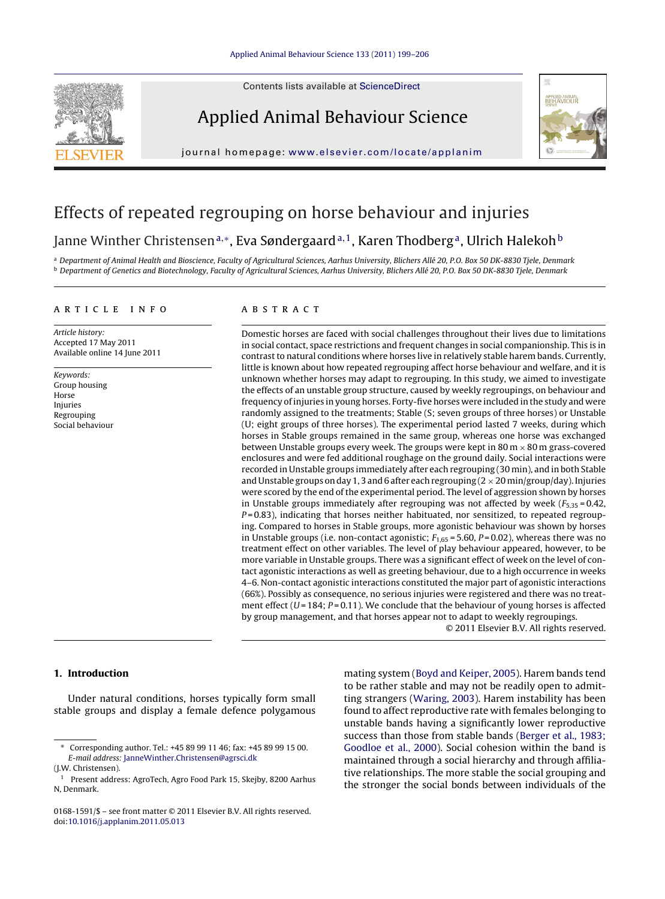Contents lists available at ScienceDirect

# Applied Animal Behaviour Science

journal homepage: www.elsevier.com/locate/applanim

# Effects of repeated regrouping on horse behaviour and injuries

Janne Winther Christensen[a,*], Eva Søndergaard[a,1], Karen Thodberg[a], Ulrich Halekoh[b]

[a] Department of Animal Health and Bioscience, Faculty of Agricultural Sciences, Aarhus University, Blichers Allé 20, P.O. Box 50 DK-8830 Tjele, Denmark
[b] Department of Genetics and Biotechnology, Faculty of Agricultural Sciences, Aarhus University, Blichers Allé 20, P.O. Box 50 DK-8830 Tjele, Denmark

## ARTICLE INFO

*Article history:*
Accepted 17 May 2011
Available online 14 June 2011

*Keywords:*
Group housing
Horse
Injuries
Regrouping
Social behaviour

## ABSTRACT

Domestic horses are faced with social challenges throughout their lives due to limitations in social contact, space restrictions and frequent changes in social companionship. This is in contrast to natural conditions where horses live in relatively stable harem bands. Currently, little is known about how repeated regrouping affect horse behaviour and welfare, and it is unknown whether horses may adapt to regrouping. In this study, we aimed to investigate the effects of an unstable group structure, caused by weekly regroupings, on behaviour and frequency of injuries in young horses. Forty-five horses were included in the study and were randomly assigned to the treatments; Stable (S; seven groups of three horses) or Unstable (U; eight groups of three horses). The experimental period lasted 7 weeks, during which horses in Stable groups remained in the same group, whereas one horse was exchanged between Unstable groups every week. The groups were kept in 80 m × 80 m grass-covered enclosures and were fed additional roughage on the ground daily. Social interactions were recorded in Unstable groups immediately after each regrouping (30 min), and in both Stable and Unstable groups on day 1, 3 and 6 after each regrouping (2 × 20 min/group/day). Injuries were scored by the end of the experimental period. The level of aggression shown by horses in Unstable groups immediately after regrouping was not affected by week ($F_{5,35} = 0.42$, $P = 0.83$), indicating that horses neither habituated, nor sensitized, to repeated regrouping. Compared to horses in Stable groups, more agonistic behaviour was shown by horses in Unstable groups (i.e. non-contact agonistic; $F_{1,65} = 5.60$, $P = 0.02$), whereas there was no treatment effect on other variables. The level of play behaviour appeared, however, to be more variable in Unstable groups. There was a significant effect of week on the level of contact agonistic interactions as well as greeting behaviour, due to a high occurrence in weeks 4–6. Non-contact agonistic interactions constituted the major part of agonistic interactions (66%). Possibly as consequence, no serious injuries were registered and there was no treatment effect ($U = 184$; $P = 0.11$). We conclude that the behaviour of young horses is affected by group management, and that horses appear not to adapt to weekly regroupings.

© 2011 Elsevier B.V. All rights reserved.

## 1. Introduction

Under natural conditions, horses typically form small stable groups and display a female defence polygamous mating system (Boyd and Keiper, 2005). Harem bands tend to be rather stable and may not be readily open to admitting strangers (Waring, 2003). Harem instability has been found to affect reproductive rate with females belonging to unstable bands having a significantly lower reproductive success than those from stable bands (Berger et al., 1983; Goodloe et al., 2000). Social cohesion within the band is maintained through a social hierarchy and through affiliative relationships. The more stable the social grouping and the stronger the social bonds between individuals of the

* Corresponding author. Tel.: +45 89 99 11 46; fax: +45 89 99 15 00.
*E-mail address:* JanneWinther.Christensen@agrsci.dk (J.W. Christensen).

1 Present address: AgroTech, Agro Food Park 15, Skejby, 8200 Aarhus N, Denmark.

0168-1591/$ – see front matter © 2011 Elsevier B.V. All rights reserved.
doi:10.1016/j.applanim.2011.05.013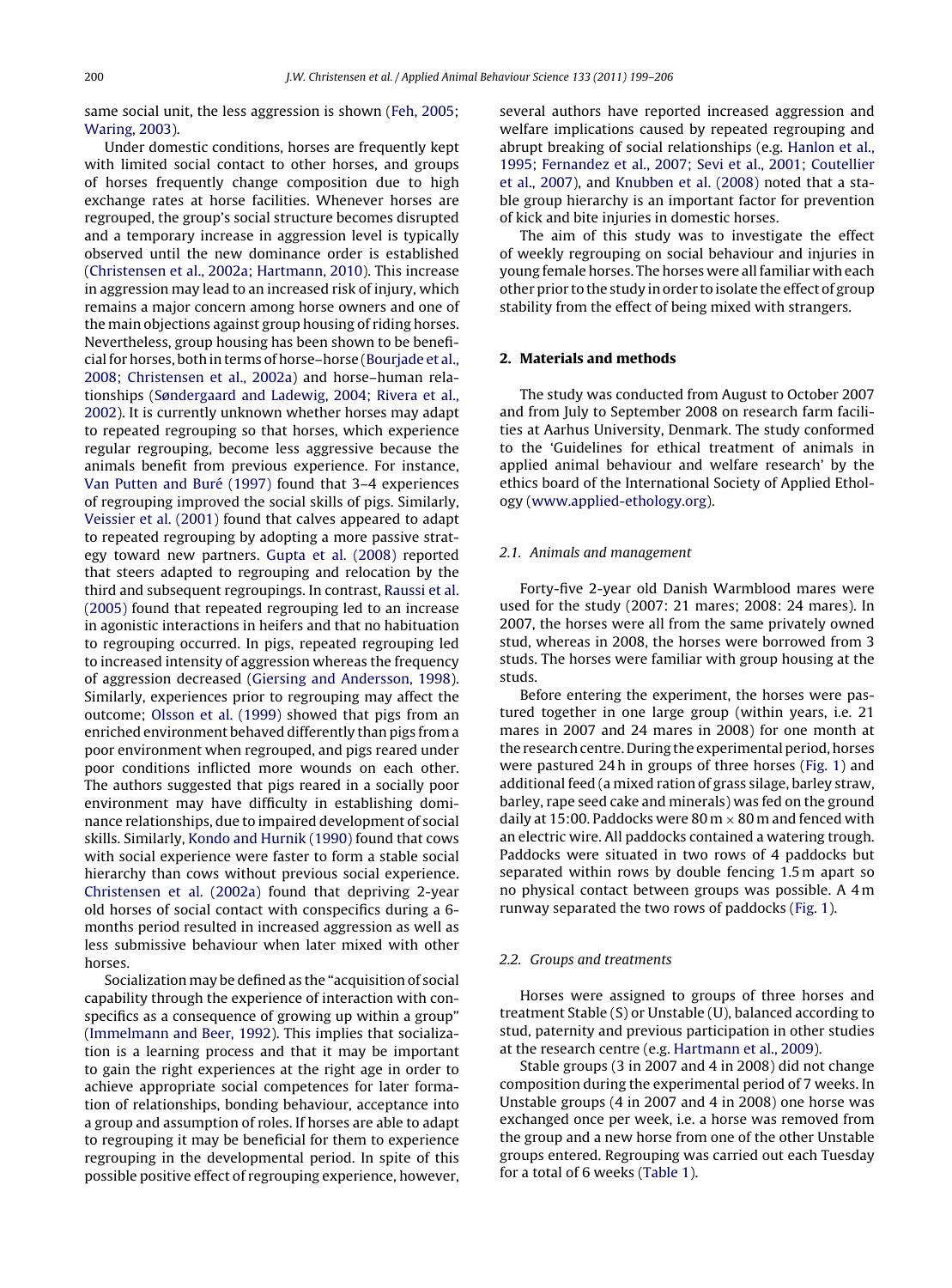same social unit, the less aggression is shown (Feh, 2005; Waring, 2003).

Under domestic conditions, horses are frequently kept with limited social contact to other horses, and groups of horses frequently change composition due to high exchange rates at horse facilities. Whenever horses are regrouped, the group's social structure becomes disrupted and a temporary increase in aggression level is typically observed until the new dominance order is established (Christensen et al., 2002a; Hartmann, 2010). This increase in aggression may lead to an increased risk of injury, which remains a major concern among horse owners and one of the main objections against group housing of riding horses. Nevertheless, group housing has been shown to be beneficial for horses, both in terms of horse–horse (Bourjade et al., 2008; Christensen et al., 2002a) and horse–human relationships (Søndergaard and Ladewig, 2004; Rivera et al., 2002). It is currently unknown whether horses may adapt to repeated regrouping so that horses, which experience regular regrouping, become less aggressive because the animals benefit from previous experience. For instance, Van Putten and Buré (1997) found that 3–4 experiences of regrouping improved the social skills of pigs. Similarly, Veissier et al. (2001) found that calves appeared to adapt to repeated regrouping by adopting a more passive strategy toward new partners. Gupta et al. (2008) reported that steers adapted to regrouping and relocation by the third and subsequent regroupings. In contrast, Raussi et al. (2005) found that repeated regrouping led to an increase in agonistic interactions in heifers and that no habituation to regrouping occurred. In pigs, repeated regrouping led to increased intensity of aggression whereas the frequency of aggression decreased (Giersing and Andersson, 1998). Similarly, experiences prior to regrouping may affect the outcome; Olsson et al. (1999) showed that pigs from an enriched environment behaved differently than pigs from a poor environment when regrouped, and pigs reared under poor conditions inflicted more wounds on each other. The authors suggested that pigs reared in a socially poor environment may have difficulty in establishing dominance relationships, due to impaired development of social skills. Similarly, Kondo and Hurnik (1990) found that cows with social experience were faster to form a stable social hierarchy than cows without previous social experience. Christensen et al. (2002a) found that depriving 2-year old horses of social contact with conspecifics during a 6-months period resulted in increased aggression as well as less submissive behaviour when later mixed with other horses.

Socialization may be defined as the "acquisition of social capability through the experience of interaction with conspecifics as a consequence of growing up within a group" (Immelmann and Beer, 1992). This implies that socialization is a learning process and that it may be important to gain the right experiences at the right age in order to achieve appropriate social competences for later formation of relationships, bonding behaviour, acceptance into a group and assumption of roles. If horses are able to adapt to regrouping it may be beneficial for them to experience regrouping in the developmental period. In spite of this possible positive effect of regrouping experience, however, several authors have reported increased aggression and welfare implications caused by repeated regrouping and abrupt breaking of social relationships (e.g. Hanlon et al., 1995; Fernandez et al., 2007; Sevi et al., 2001; Coutellier et al., 2007), and Knubben et al. (2008) noted that a stable group hierarchy is an important factor for prevention of kick and bite injuries in domestic horses.

The aim of this study was to investigate the effect of weekly regrouping on social behaviour and injuries in young female horses. The horses were all familiar with each other prior to the study in order to isolate the effect of group stability from the effect of being mixed with strangers.

## 2. Materials and methods

The study was conducted from August to October 2007 and from July to September 2008 on research farm facilities at Aarhus University, Denmark. The study conformed to the 'Guidelines for ethical treatment of animals in applied animal behaviour and welfare research' by the ethics board of the International Society of Applied Ethology (www.applied-ethology.org).

### 2.1. Animals and management

Forty-five 2-year old Danish Warmblood mares were used for the study (2007: 21 mares; 2008: 24 mares). In 2007, the horses were all from the same privately owned stud, whereas in 2008, the horses were borrowed from 3 studs. The horses were familiar with group housing at the studs.

Before entering the experiment, the horses were pastured together in one large group (within years, i.e. 21 mares in 2007 and 24 mares in 2008) for one month at the research centre. During the experimental period, horses were pastured 24 h in groups of three horses (Fig. 1) and additional feed (a mixed ration of grass silage, barley straw, barley, rape seed cake and minerals) was fed on the ground daily at 15:00. Paddocks were 80 m × 80 m and fenced with an electric wire. All paddocks contained a watering trough. Paddocks were situated in two rows of 4 paddocks but separated within rows by double fencing 1.5 m apart so no physical contact between groups was possible. A 4 m runway separated the two rows of paddocks (Fig. 1).

### 2.2. Groups and treatments

Horses were assigned to groups of three horses and treatment Stable (S) or Unstable (U), balanced according to stud, paternity and previous participation in other studies at the research centre (e.g. Hartmann et al., 2009).

Stable groups (3 in 2007 and 4 in 2008) did not change composition during the experimental period of 7 weeks. In Unstable groups (4 in 2007 and 4 in 2008) one horse was exchanged once per week, i.e. a horse was removed from the group and a new horse from one of the other Unstable groups entered. Regrouping was carried out each Tuesday for a total of 6 weeks (Table 1).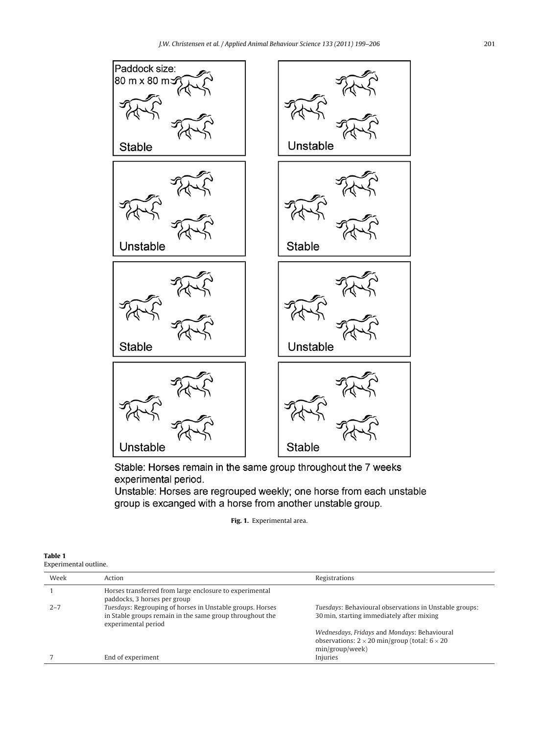Paddock size:
80 m x 80 m

Stable

Unstable

Unstable

Stable

Stable

Unstable

Unstable

Stable

Stable: Horses remain in the same group throughout the 7 weeks experimental period.
Unstable: Horses are regrouped weekly; one horse from each unstable group is excanged with a horse from another unstable group.

**Fig. 1.** Experimental area.

**Table 1**
Experimental outline.

| Week | Action | Registrations |
|---|---|---|
| 1 | Horses transferred from large enclosure to experimental paddocks, 3 horses per group | |
| 2–7 | *Tuesdays*: Regrouping of horses in Unstable groups. Horses in Stable groups remain in the same group throughout the experimental period | *Tuesdays*: Behavioural observations in Unstable groups: 30 min, starting immediately after mixing |
| | | *Wednesdays, Fridays* and *Mondays*: Behavioural observations: $2 \times 20$ min/group (total: $6 \times 20$ min/group/week) |
| 7 | End of experiment | Injuries |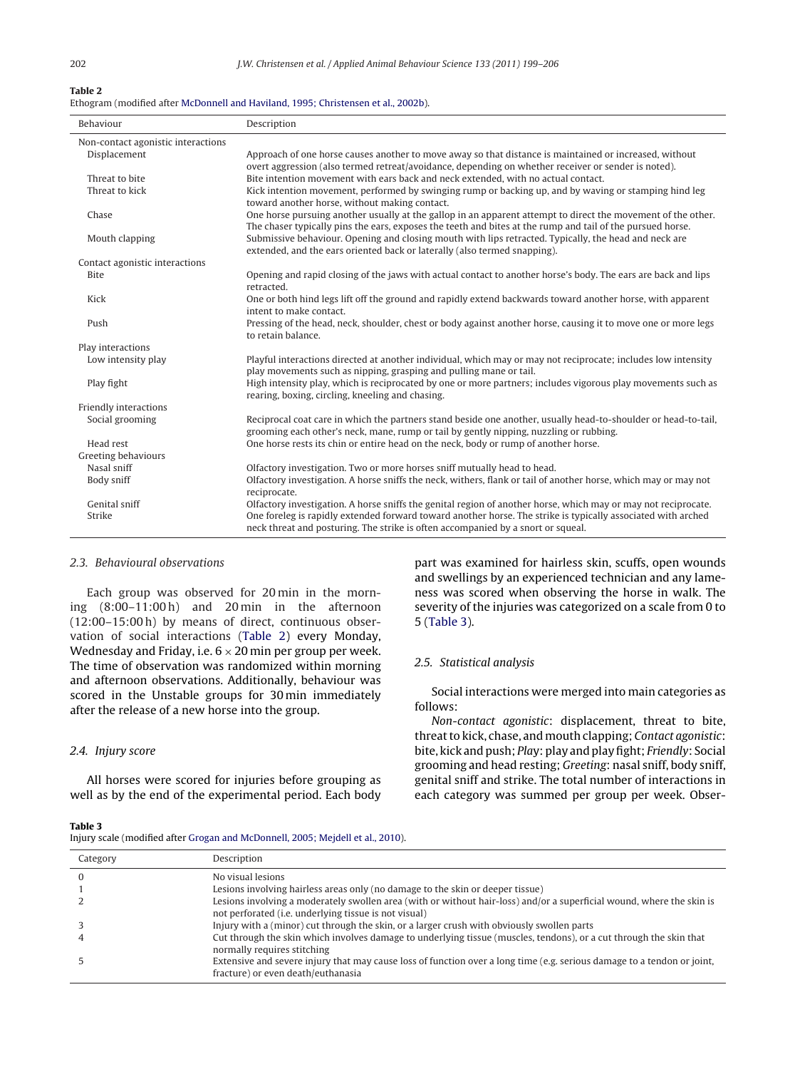**Table 2**
Ethogram (modified after McDonnell and Haviland, 1995; Christensen et al., 2002b).

| Behaviour | Description |
|---|---|
| Non-contact agonistic interactions | |
| Displacement | Approach of one horse causes another to move away so that distance is maintained or increased, without overt aggression (also termed retreat/avoidance, depending on whether receiver or sender is noted). |
| Threat to bite | Bite intention movement with ears back and neck extended, with no actual contact. |
| Threat to kick | Kick intention movement, performed by swinging rump or backing up, and by waving or stamping hind leg toward another horse, without making contact. |
| Chase | One horse pursuing another usually at the gallop in an apparent attempt to direct the movement of the other. The chaser typically pins the ears, exposes the teeth and bites at the rump and tail of the pursued horse. |
| Mouth clapping | Submissive behaviour. Opening and closing mouth with lips retracted. Typically, the head and neck are extended, and the ears oriented back or laterally (also termed snapping). |
| Contact agonistic interactions | |
| Bite | Opening and rapid closing of the jaws with actual contact to another horse's body. The ears are back and lips retracted. |
| Kick | One or both hind legs lift off the ground and rapidly extend backwards toward another horse, with apparent intent to make contact. |
| Push | Pressing of the head, neck, shoulder, chest or body against another horse, causing it to move one or more legs to retain balance. |
| Play interactions | |
| Low intensity play | Playful interactions directed at another individual, which may or may not reciprocate; includes low intensity play movements such as nipping, grasping and pulling mane or tail. |
| Play fight | High intensity play, which is reciprocated by one or more partners; includes vigorous play movements such as rearing, boxing, circling, kneeling and chasing. |
| Friendly interactions | |
| Social grooming | Reciprocal coat care in which the partners stand beside one another, usually head-to-shoulder or head-to-tail, grooming each other's neck, mane, rump or tail by gently nipping, nuzzling or rubbing. |
| Head rest | One horse rests its chin or entire head on the neck, body or rump of another horse. |
| Greeting behaviours | |
| Nasal sniff | Olfactory investigation. Two or more horses sniff mutually head to head. |
| Body sniff | Olfactory investigation. A horse sniffs the neck, withers, flank or tail of another horse, which may or may not reciprocate. |
| Genital sniff | Olfactory investigation. A horse sniffs the genital region of another horse, which may or may not reciprocate. |
| Strike | One foreleg is rapidly extended forward toward another horse. The strike is typically associated with arched neck threat and posturing. The strike is often accompanied by a snort or squeal. |

### 2.3. Behavioural observations

Each group was observed for 20 min in the morning (8:00–11:00 h) and 20 min in the afternoon (12:00–15:00 h) by means of direct, continuous observation of social interactions (Table 2) every Monday, Wednesday and Friday, i.e. $6 \times 20$ min per group per week. The time of observation was randomized within morning and afternoon observations. Additionally, behaviour was scored in the Unstable groups for 30 min immediately after the release of a new horse into the group.

### 2.4. Injury score

All horses were scored for injuries before grouping as well as by the end of the experimental period. Each body part was examined for hairless skin, scuffs, open wounds and swellings by an experienced technician and any lameness was scored when observing the horse in walk. The severity of the injuries was categorized on a scale from 0 to 5 (Table 3).

### 2.5. Statistical analysis

Social interactions were merged into main categories as follows:

*Non-contact agonistic*: displacement, threat to bite, threat to kick, chase, and mouth clapping; *Contact agonistic*: bite, kick and push; *Play*: play and play fight; *Friendly*: Social grooming and head resting; *Greeting*: nasal sniff, body sniff, genital sniff and strike. The total number of interactions in each category was summed per group per week. Obser-

**Table 3**
Injury scale (modified after Grogan and McDonnell, 2005; Mejdell et al., 2010).

| Category | Description |
|---|---|
| 0 | No visual lesions |
| 1 | Lesions involving hairless areas only (no damage to the skin or deeper tissue) |
| 2 | Lesions involving a moderately swollen area (with or without hair-loss) and/or a superficial wound, where the skin is not perforated (i.e. underlying tissue is not visual) |
| 3 | Injury with a (minor) cut through the skin, or a larger crush with obviously swollen parts |
| 4 | Cut through the skin which involves damage to underlying tissue (muscles, tendons), or a cut through the skin that normally requires stitching |
| 5 | Extensive and severe injury that may cause loss of function over a long time (e.g. serious damage to a tendon or joint, fracture) or even death/euthanasia |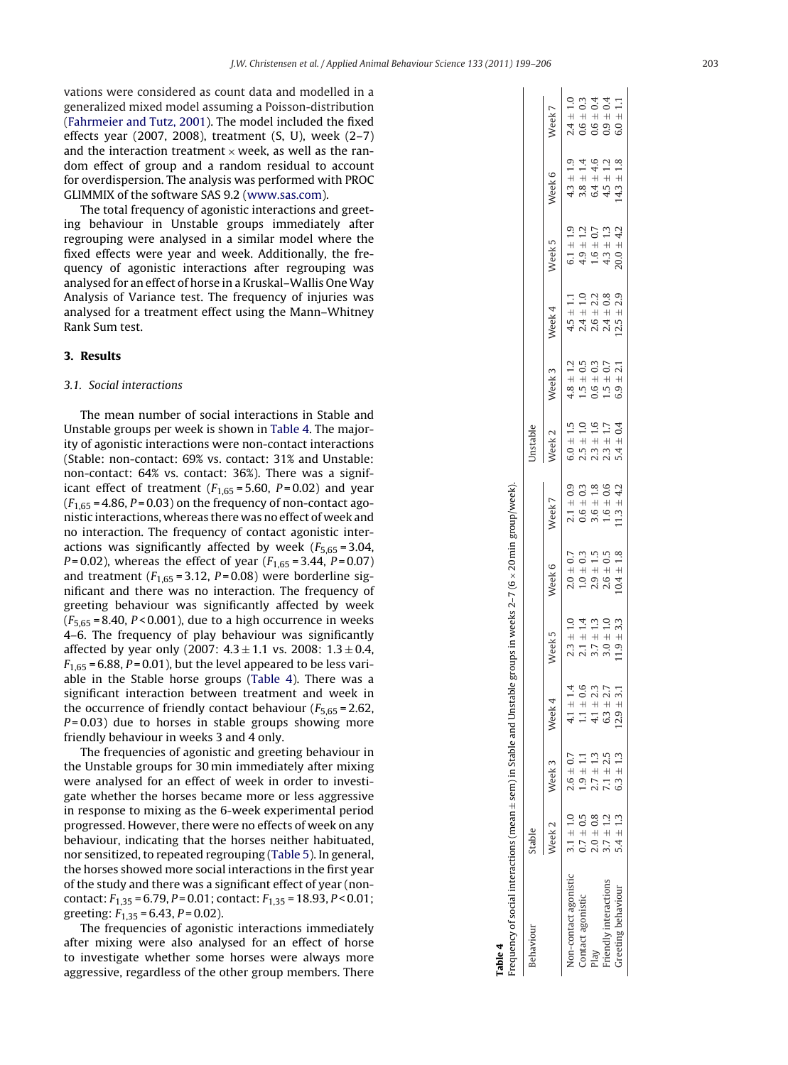vations were considered as count data and modelled in a generalized mixed model assuming a Poisson-distribution (Fahrmeier and Tutz, 2001). The model included the fixed effects year (2007, 2008), treatment (S, U), week (2–7) and the interaction treatment × week, as well as the random effect of group and a random residual to account for overdispersion. The analysis was performed with PROC GLIMMIX of the software SAS 9.2 (www.sas.com).

The total frequency of agonistic interactions and greeting behaviour in Unstable groups immediately after regrouping were analysed in a similar model where the fixed effects were year and week. Additionally, the frequency of agonistic interactions after regrouping was analysed for an effect of horse in a Kruskal–Wallis One Way Analysis of Variance test. The frequency of injuries was analysed for a treatment effect using the Mann–Whitney Rank Sum test.

## 3. Results

### 3.1. Social interactions

The mean number of social interactions in Stable and Unstable groups per week is shown in Table 4. The majority of agonistic interactions were non-contact interactions (Stable: non-contact: 69% vs. contact: 31% and Unstable: non-contact: 64% vs. contact: 36%). There was a significant effect of treatment ($F_{1,65}$ = 5.60, $P$ = 0.02) and year ($F_{1,65}$ = 4.86, $P$ = 0.03) on the frequency of non-contact agonistic interactions, whereas there was no effect of week and no interaction. The frequency of contact agonistic interactions was significantly affected by week ($F_{5,65}$ = 3.04, $P$ = 0.02), whereas the effect of year ($F_{1,65}$ = 3.44, $P$ = 0.07) and treatment ($F_{1,65}$ = 3.12, $P$ = 0.08) were borderline significant and there was no interaction. The frequency of greeting behaviour was significantly affected by week ($F_{5,65}$ = 8.40, $P$ < 0.001), due to a high occurrence in weeks 4–6. The frequency of play behaviour was significantly affected by year only (2007: 4.3 ± 1.1 vs. 2008: 1.3 ± 0.4, $F_{1,65}$ = 6.88, $P$ = 0.01), but the level appeared to be less variable in the Stable horse groups (Table 4). There was a significant interaction between treatment and week in the occurrence of friendly contact behaviour ($F_{5,65}$ = 2.62, $P$ = 0.03) due to horses in stable groups showing more friendly behaviour in weeks 3 and 4 only.

The frequencies of agonistic and greeting behaviour in the Unstable groups for 30 min immediately after mixing were analysed for an effect of week in order to investigate whether the horses became more or less aggressive in response to mixing as the 6-week experimental period progressed. However, there were no effects of week on any behaviour, indicating that the horses neither habituated, nor sensitized, to repeated regrouping (Table 5). In general, the horses showed more social interactions in the first year of the study and there was a significant effect of year (non-contact: $F_{1,35}$ = 6.79, $P$ = 0.01; contact: $F_{1,35}$ = 18.93, $P$ < 0.01; greeting: $F_{1,35}$ = 6.43, $P$ = 0.02).

The frequencies of agonistic interactions immediately after mixing were also analysed for an effect of horse to investigate whether some horses were always more aggressive, regardless of the other group members. There

**Table 4**
Frequency of social interactions (mean ± sem) in Stable and Unstable groups in weeks 2–7 (6 × 20 min group/week).

| Behaviour | Stable | | | | | | Unstable | | | | | |
|---|---|---|---|---|---|---|---|---|---|---|---|---|
| | Week 2 | Week 3 | Week 4 | Week 5 | Week 6 | Week 7 | Week 2 | Week 3 | Week 4 | Week 5 | Week 6 | Week 7 |
| Non-contact agonistic | 3.1 ± 1.0 | 2.6 ± 0.7 | 4.1 ± 1.4 | 2.3 ± 1.0 | 2.0 ± 0.7 | 2.1 ± 0.9 | 6.0 ± 1.5 | 4.8 ± 1.2 | 4.5 ± 1.1 | 6.1 ± 1.9 | 4.3 ± 1.9 | 2.4 ± 1.0 |
| Contact agonistic | 0.7 ± 0.5 | 1.9 ± 1.1 | 1.1 ± 0.6 | 2.1 ± 1.4 | 1.0 ± 0.3 | 0.6 ± 0.3 | 2.5 ± 1.0 | 1.5 ± 0.5 | 2.4 ± 1.0 | 4.9 ± 1.2 | 3.8 ± 1.4 | 0.6 ± 0.3 |
| Play | 2.0 ± 0.8 | 2.7 ± 1.3 | 4.1 ± 2.3 | 3.7 ± 1.3 | 2.9 ± 1.5 | 3.6 ± 1.8 | 2.3 ± 1.6 | 0.6 ± 0.3 | 2.6 ± 2.2 | 1.6 ± 0.7 | 6.4 ± 4.6 | 0.6 ± 0.4 |
| Friendly interactions | 3.7 ± 1.2 | 7.1 ± 2.5 | 6.3 ± 2.7 | 3.0 ± 1.0 | 2.6 ± 0.5 | 1.6 ± 0.6 | 2.3 ± 1.7 | 1.5 ± 0.7 | 2.4 ± 0.8 | 4.3 ± 1.3 | 4.5 ± 1.2 | 0.9 ± 0.4 |
| Greeting behaviour | 5.4 ± 1.3 | 6.3 ± 1.3 | 12.9 ± 3.1 | 11.9 ± 3.3 | 10.4 ± 1.8 | 11.3 ± 4.2 | 5.4 ± 0.4 | 6.9 ± 2.1 | 12.5 ± 2.9 | 20.0 ± 4.2 | 14.3 ± 1.8 | 6.0 ± 1.1 |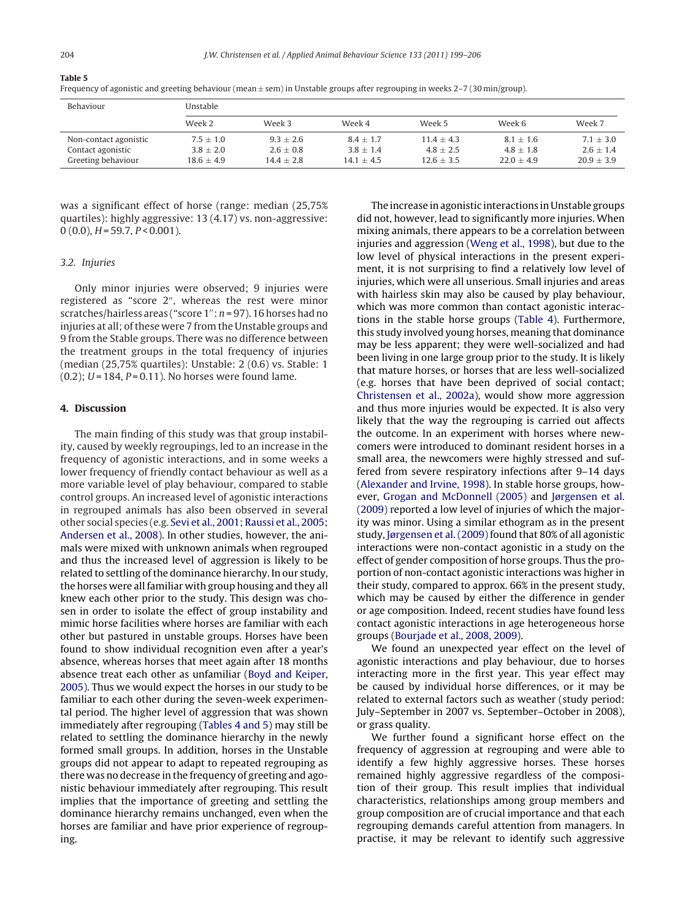**Table 5**
Frequency of agonistic and greeting behaviour (mean ± sem) in Unstable groups after regrouping in weeks 2–7 (30 min/group).

| Behaviour | Unstable | | | | | |
|---|---|---|---|---|---|---|
| | Week 2 | Week 3 | Week 4 | Week 5 | Week 6 | Week 7 |
| Non-contact agonistic | 7.5 ± 1.0 | 9.3 ± 2.6 | 8.4 ± 1.7 | 11.4 ± 4.3 | 8.1 ± 1.6 | 7.1 ± 3.0 |
| Contact agonistic | 3.8 ± 2.0 | 2.6 ± 0.8 | 3.8 ± 1.4 | 4.8 ± 2.5 | 4.8 ± 1.8 | 2.6 ± 1.4 |
| Greeting behaviour | 18.6 ± 4.9 | 14.4 ± 2.8 | 14.1 ± 4.5 | 12.6 ± 3.5 | 22.0 ± 4.9 | 20.9 ± 3.9 |

was a significant effect of horse (range: median (25,75% quartiles): highly aggressive: 13 (4.17) vs. non-aggressive: 0 (0.0), $H = 59.7$, $P < 0.001$).

### 3.2. Injuries

Only minor injuries were observed; 9 injuries were registered as "score 2″, whereas the rest were minor scratches/hairless areas ("score 1″: $n = 97$). 16 horses had no injuries at all; of these were 7 from the Unstable groups and 9 from the Stable groups. There was no difference between the treatment groups in the total frequency of injuries (median (25,75% quartiles): Unstable: 2 (0.6) vs. Stable: 1 (0.2); $U = 184$, $P = 0.11$). No horses were found lame.

## 4. Discussion

The main finding of this study was that group instability, caused by weekly regroupings, led to an increase in the frequency of agonistic interactions, and in some weeks a lower frequency of friendly contact behaviour as well as a more variable level of play behaviour, compared to stable control groups. An increased level of agonistic interactions in regrouped animals has also been observed in several other social species (e.g. Sevi et al., 2001; Raussi et al., 2005; Andersen et al., 2008). In other studies, however, the animals were mixed with unknown animals when regrouped and thus the increased level of aggression is likely to be related to settling of the dominance hierarchy. In our study, the horses were all familiar with group housing and they all knew each other prior to the study. This design was chosen in order to isolate the effect of group instability and mimic horse facilities where horses are familiar with each other but pastured in unstable groups. Horses have been found to show individual recognition even after a year's absence, whereas horses that meet again after 18 months absence treat each other as unfamiliar (Boyd and Keiper, 2005). Thus we would expect the horses in our study to be familiar to each other during the seven-week experimental period. The higher level of aggression that was shown immediately after regrouping (Tables 4 and 5) may still be related to settling the dominance hierarchy in the newly formed small groups. In addition, horses in the Unstable groups did not appear to adapt to repeated regrouping as there was no decrease in the frequency of greeting and agonistic behaviour immediately after regrouping. This result implies that the importance of greeting and settling the dominance hierarchy remains unchanged, even when the horses are familiar and have prior experience of regrouping.

The increase in agonistic interactions in Unstable groups did not, however, lead to significantly more injuries. When mixing animals, there appears to be a correlation between injuries and aggression (Weng et al., 1998), but due to the low level of physical interactions in the present experiment, it is not surprising to find a relatively low level of injuries, which were all unserious. Small injuries and areas with hairless skin may also be caused by play behaviour, which was more common than contact agonistic interactions in the stable horse groups (Table 4). Furthermore, this study involved young horses, meaning that dominance may be less apparent; they were well-socialized and had been living in one large group prior to the study. It is likely that mature horses, or horses that are less well-socialized (e.g. horses that have been deprived of social contact; Christensen et al., 2002a), would show more aggression and thus more injuries would be expected. It is also very likely that the way the regrouping is carried out affects the outcome. In an experiment with horses where newcomers were introduced to dominant resident horses in a small area, the newcomers were highly stressed and suffered from severe respiratory infections after 9–14 days (Alexander and Irvine, 1998). In stable horse groups, however, Grogan and McDonnell (2005) and Jørgensen et al. (2009) reported a low level of injuries of which the majority was minor. Using a similar ethogram as in the present study, Jørgensen et al. (2009) found that 80% of all agonistic interactions were non-contact agonistic in a study on the effect of gender composition of horse groups. Thus the proportion of non-contact agonistic interactions was higher in their study, compared to approx. 66% in the present study, which may be caused by either the difference in gender or age composition. Indeed, recent studies have found less contact agonistic interactions in age heterogeneous horse groups (Bourjade et al., 2008, 2009).

We found an unexpected year effect on the level of agonistic interactions and play behaviour, due to horses interacting more in the first year. This year effect may be caused by individual horse differences, or it may be related to external factors such as weather (study period: July–September in 2007 vs. September–October in 2008), or grass quality.

We further found a significant horse effect on the frequency of aggression at regrouping and were able to identify a few highly aggressive horses. These horses remained highly aggressive regardless of the composition of their group. This result implies that individual characteristics, relationships among group members and group composition are of crucial importance and that each regrouping demands careful attention from managers. In practise, it may be relevant to identify such aggressive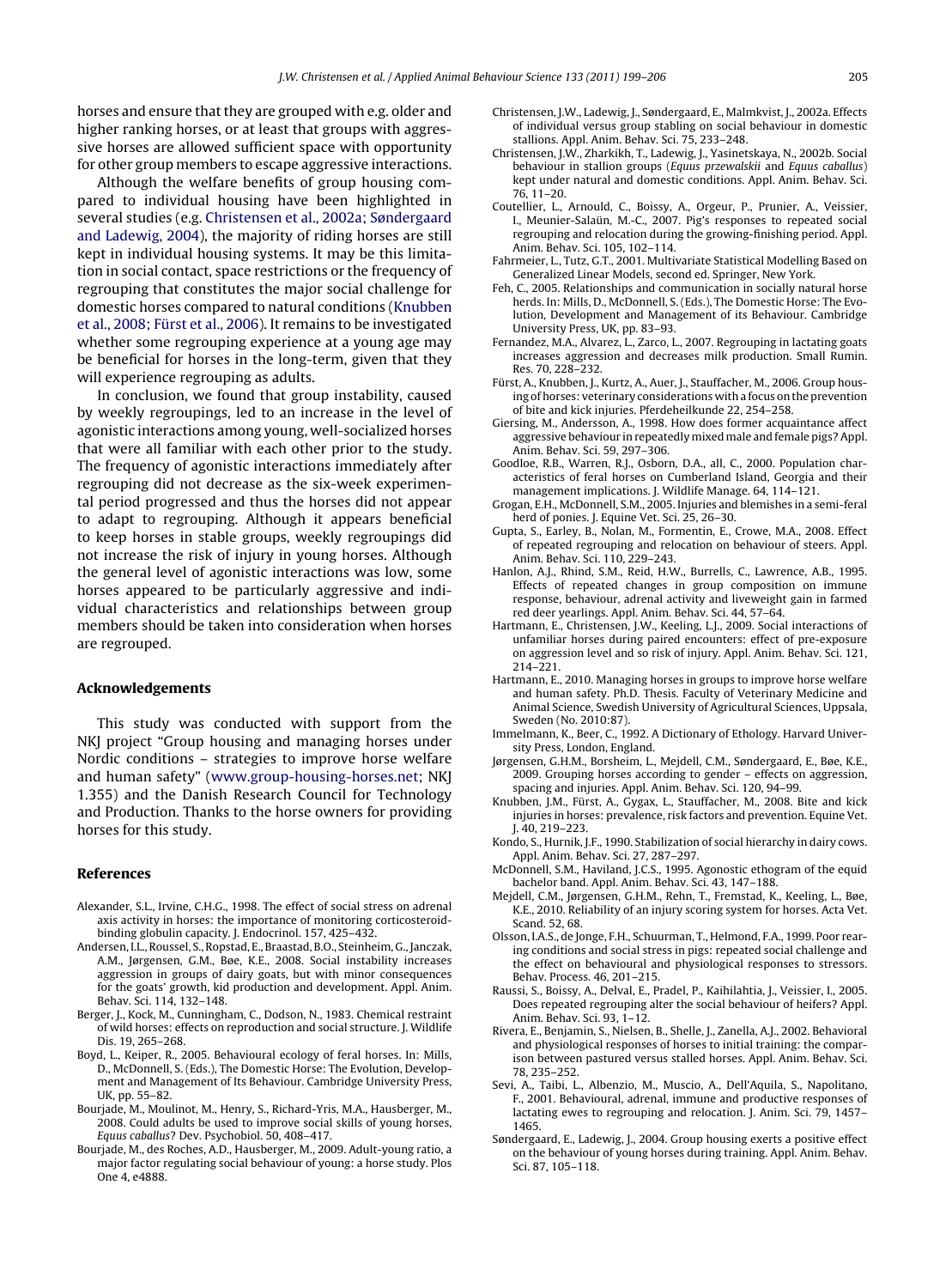horses and ensure that they are grouped with e.g. older and higher ranking horses, or at least that groups with aggressive horses are allowed sufficient space with opportunity for other group members to escape aggressive interactions.

Although the welfare benefits of group housing compared to individual housing have been highlighted in several studies (e.g. Christensen et al., 2002a; Søndergaard and Ladewig, 2004), the majority of riding horses are still kept in individual housing systems. It may be this limitation in social contact, space restrictions or the frequency of regrouping that constitutes the major social challenge for domestic horses compared to natural conditions (Knubben et al., 2008; Fürst et al., 2006). It remains to be investigated whether some regrouping experience at a young age may be beneficial for horses in the long-term, given that they will experience regrouping as adults.

In conclusion, we found that group instability, caused by weekly regroupings, led to an increase in the level of agonistic interactions among young, well-socialized horses that were all familiar with each other prior to the study. The frequency of agonistic interactions immediately after regrouping did not decrease as the six-week experimental period progressed and thus the horses did not appear to adapt to regrouping. Although it appears beneficial to keep horses in stable groups, weekly regroupings did not increase the risk of injury in young horses. Although the general level of agonistic interactions was low, some horses appeared to be particularly aggressive and individual characteristics and relationships between group members should be taken into consideration when horses are regrouped.

## Acknowledgements

This study was conducted with support from the NKJ project "Group housing and managing horses under Nordic conditions – strategies to improve horse welfare and human safety" (www.group-housing-horses.net; NKJ 1.355) and the Danish Research Council for Technology and Production. Thanks to the horse owners for providing horses for this study.

## References

Alexander, S.L., Irvine, C.H.G., 1998. The effect of social stress on adrenal axis activity in horses: the importance of monitoring corticosteroid-binding globulin capacity. J. Endocrinol. 157, 425–432.

Andersen, I.L., Roussel, S., Ropstad, E., Braastad, B.O., Steinheim, G., Janczak, A.M., Jørgensen, G.M., Bøe, K.E., 2008. Social instability increases aggression in groups of dairy goats, but with minor consequences for the goats' growth, kid production and development. Appl. Anim. Behav. Sci. 114, 132–148.

Berger, J., Kock, M., Cunningham, C., Dodson, N., 1983. Chemical restraint of wild horses: effects on reproduction and social structure. J. Wildlife Dis. 19, 265–268.

Boyd, L., Keiper, R., 2005. Behavioural ecology of feral horses. In: Mills, D., McDonnell, S. (Eds.), The Domestic Horse: The Evolution, Development and Management of Its Behaviour. Cambridge University Press, UK, pp. 55–82.

Bourjade, M., Moulinot, M., Henry, S., Richard-Yris, M.A., Hausberger, M., 2008. Could adults be used to improve social skills of young horses, *Equus caballus*? Dev. Psychobiol. 50, 408–417.

Bourjade, M., des Roches, A.D., Hausberger, M., 2009. Adult-young ratio, a major factor regulating social behaviour of young: a horse study. Plos One 4, e4888.

Christensen, J.W., Ladewig, J., Søndergaard, E., Malmkvist, J., 2002a. Effects of individual versus group stabling on social behaviour in domestic stallions. Appl. Anim. Behav. Sci. 75, 233–248.

Christensen, J.W., Zharkikh, T., Ladewig, J., Yasinetskaya, N., 2002b. Social behaviour in stallion groups (*Equus przewalskii* and *Equus caballus*) kept under natural and domestic conditions. Appl. Anim. Behav. Sci. 76, 11–20.

Coutellier, L., Arnould, C., Boissy, A., Orgeur, P., Prunier, A., Veissier, I., Meunier-Salaün, M.-C., 2007. Pig's responses to repeated social regrouping and relocation during the growing-finishing period. Appl. Anim. Behav. Sci. 105, 102–114.

Fahrmeier, L., Tutz, G.T., 2001. Multivariate Statistical Modelling Based on Generalized Linear Models, second ed. Springer, New York.

Feh, C., 2005. Relationships and communication in socially natural horse herds. In: Mills, D., McDonnell, S. (Eds.), The Domestic Horse: The Evolution, Development and Management of its Behaviour. Cambridge University Press, UK, pp. 83–93.

Fernandez, M.A., Alvarez, L., Zarco, L., 2007. Regrouping in lactating goats increases aggression and decreases milk production. Small Rumin. Res. 70, 228–232.

Fürst, A., Knubben, J., Kurtz, A., Auer, J., Stauffacher, M., 2006. Group housing of horses: veterinary considerations with a focus on the prevention of bite and kick injuries. Pferdeheilkunde 22, 254–258.

Giersing, M., Andersson, A., 1998. How does former acquaintance affect aggressive behaviour in repeatedly mixed male and female pigs? Appl. Anim. Behav. Sci. 59, 297–306.

Goodloe, R.B., Warren, R.J., Osborn, D.A., all, C., 2000. Population characteristics of feral horses on Cumberland Island, Georgia and their management implications. J. Wildlife Manage. 64, 114–121.

Grogan, E.H., McDonnell, S.M., 2005. Injuries and blemishes in a semi-feral herd of ponies. J. Equine Vet. Sci. 25, 26–30.

Gupta, S., Earley, B., Nolan, M., Formentin, E., Crowe, M.A., 2008. Effect of repeated regrouping and relocation on behaviour of steers. Appl. Anim. Behav. Sci. 110, 229–243.

Hanlon, A.J., Rhind, S.M., Reid, H.W., Burrells, C., Lawrence, A.B., 1995. Effects of repeated changes in group composition on immune response, behaviour, adrenal activity and liveweight gain in farmed red deer yearlings. Appl. Anim. Behav. Sci. 44, 57–64.

Hartmann, E., Christensen, J.W., Keeling, L.J., 2009. Social interactions of unfamiliar horses during paired encounters: effect of pre-exposure on aggression level and so risk of injury. Appl. Anim. Behav. Sci. 121, 214–221.

Hartmann, E., 2010. Managing horses in groups to improve horse welfare and human safety. Ph.D. Thesis. Faculty of Veterinary Medicine and Animal Science, Swedish University of Agricultural Sciences, Uppsala, Sweden (No. 2010:87).

Immelmann, K., Beer, C., 1992. A Dictionary of Ethology. Harvard University Press, London, England.

Jørgensen, G.H.M., Borsheim, L., Mejdell, C.M., Søndergaard, E., Bøe, K.E., 2009. Grouping horses according to gender – effects on aggression, spacing and injuries. Appl. Anim. Behav. Sci. 120, 94–99.

Knubben, J.M., Fürst, A., Gygax, L., Stauffacher, M., 2008. Bite and kick injuries in horses: prevalence, risk factors and prevention. Equine Vet. J. 40, 219–223.

Kondo, S., Hurnik, J.F., 1990. Stabilization of social hierarchy in dairy cows. Appl. Anim. Behav. Sci. 27, 287–297.

McDonnell, S.M., Haviland, J.C.S., 1995. Agonistic ethogram of the equid bachelor band. Appl. Anim. Behav. Sci. 43, 147–188.

Mejdell, C.M., Jørgensen, G.H.M., Rehn, T., Fremstad, K., Keeling, L., Bøe, K.E., 2010. Reliability of an injury scoring system for horses. Acta Vet. Scand. 52, 68.

Olsson, I.A.S., de Jonge, F.H., Schuurman, T., Helmond, F.A., 1999. Poor rearing conditions and social stress in pigs: repeated social challenge and the effect on behavioural and physiological responses to stressors. Behav. Process. 46, 201–215.

Raussi, S., Boissy, A., Delval, E., Pradel, P., Kaihilahtia, J., Veissier, I., 2005. Does repeated regrouping alter the social behaviour of heifers? Appl. Anim. Behav. Sci. 93, 1–12.

Rivera, E., Benjamin, S., Nielsen, B., Shelle, J., Zanella, A.J., 2002. Behavioral and physiological responses of horses to initial training: the comparison between pastured versus stalled horses. Appl. Anim. Behav. Sci. 78, 235–252.

Sevi, A., Taibi, L., Albenzio, M., Muscio, A., Dell'Aquila, S., Napolitano, F., 2001. Behavioural, adrenal, immune and productive responses of lactating ewes to regrouping and relocation. J. Anim. Sci. 79, 1457–1465.

Søndergaard, E., Ladewig, J., 2004. Group housing exerts a positive effect on the behaviour of young horses during training. Appl. Anim. Behav. Sci. 87, 105–118.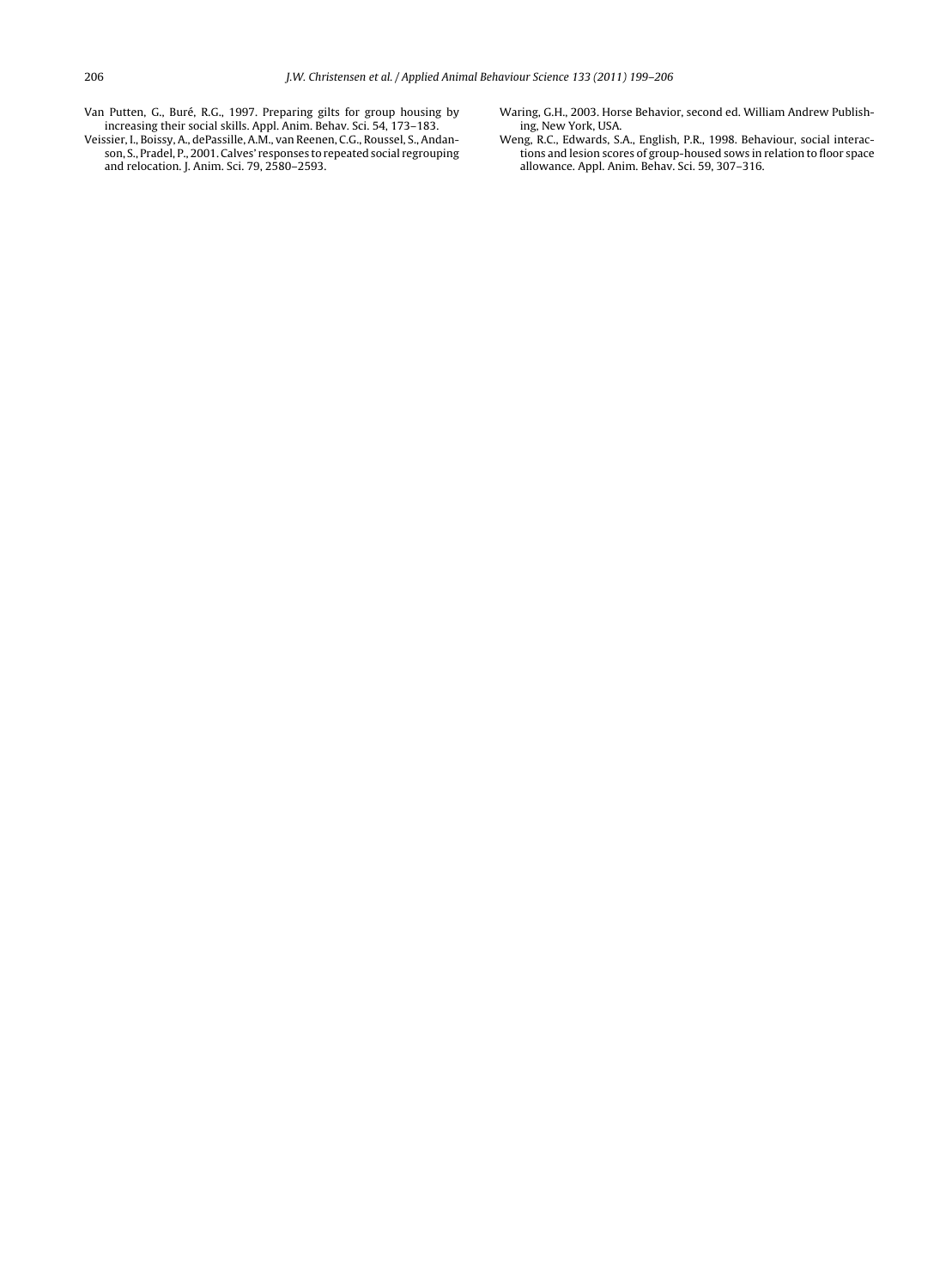Van Putten, G., Buré, R.G., 1997. Preparing gilts for group housing by increasing their social skills. Appl. Anim. Behav. Sci. 54, 173–183.

Veissier, I., Boissy, A., dePassille, A.M., van Reenen, C.G., Roussel, S., Andanson, S., Pradel, P., 2001. Calves' responses to repeated social regrouping and relocation. J. Anim. Sci. 79, 2580–2593.

Waring, G.H., 2003. Horse Behavior, second ed. William Andrew Publishing, New York, USA.

Weng, R.C., Edwards, S.A., English, P.R., 1998. Behaviour, social interactions and lesion scores of group-housed sows in relation to floor space allowance. Appl. Anim. Behav. Sci. 59, 307–316.